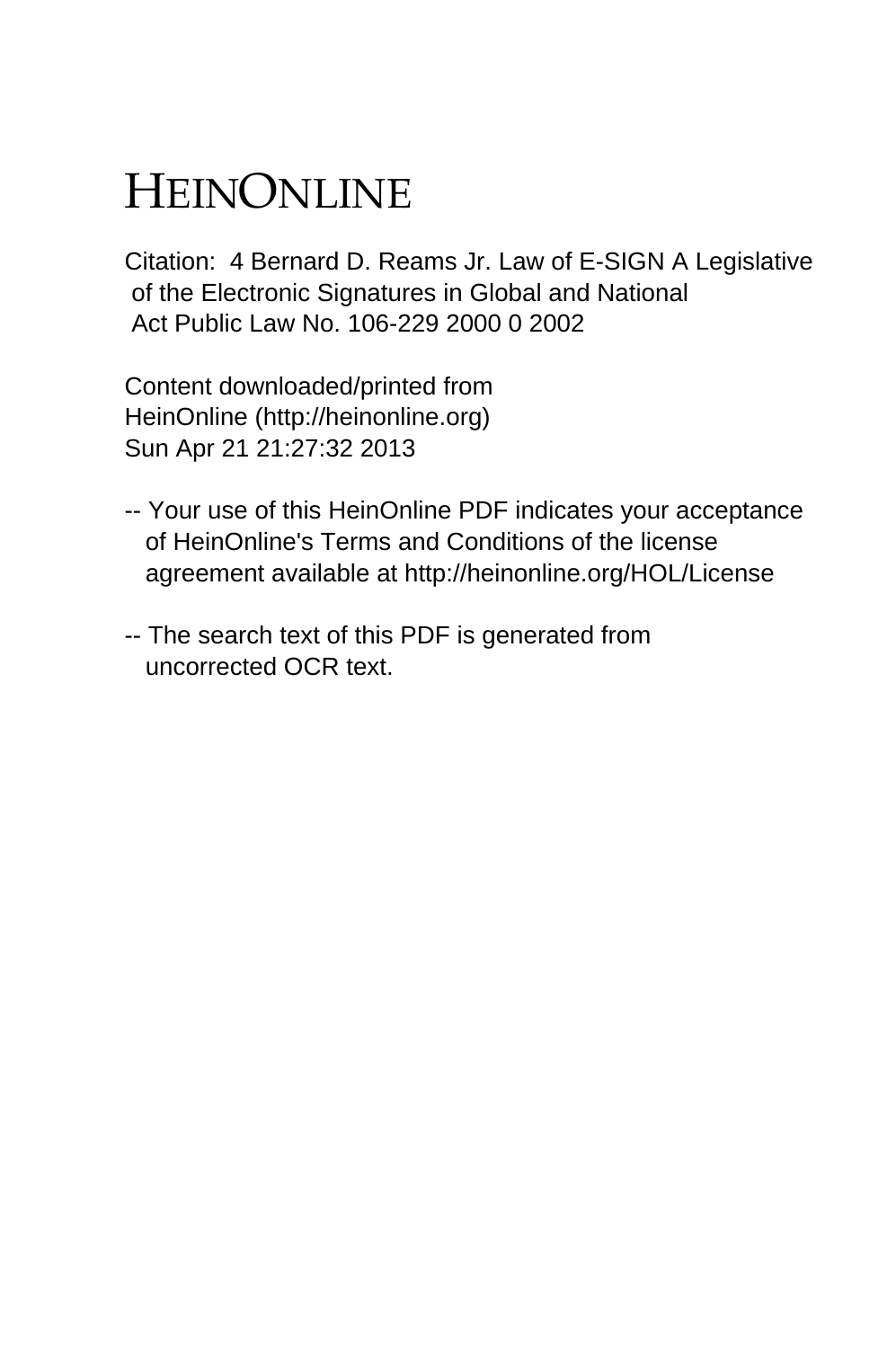# HEINONLINE

Citation: 4 Bernard D. Reams Jr. Law of E-SIGN A Legislative of the Electronic Signatures in Global and National Act Public Law No. 106-229 2000 0 2002

Content downloaded/printed from HeinOnline (http://heinonline.org) Sun Apr 21 21:27:32 2013

-- Your use of this HeinOnline PDF indicates your acceptance of HeinOnline's Terms and Conditions of the license agreement available at http://heinonline.org/HOL/License

-- The search text of this PDF is generated from uncorrected OCR text.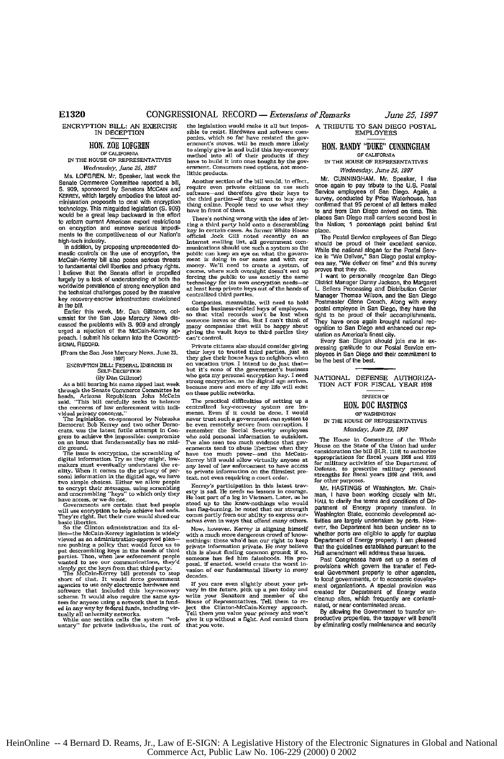## ENCRYPTION BILL: AN EXERCISE IN DECEPTION

### HON. ZOE LOFGREN

OF CALIFORNIA

IN THE HOUSE OF REPRESENTATIVES

*Wednesday, June 25, 1997*

Ms. LOFGREN. Mr. Speaker, last week the Senate Commerce Committee reported a bill, S. 909, sponsored by Senators MCCAIN and KERREY, which largely embodies the latest administration proposals to deal with encryption technology. This misguided legislation (S. 909) would be a great leap backward in the effort to reform current American export restrictions on encryption and remove serious impediments to the competitiveness of our Nation's high-tech industry.

In addition, by proposing unprecedented domestic controls on the use of encryption, the McCain-Kerrey bill also poses serious threats to fundamental civil liberties and privacy rights. I believe that the Senate effort is propelled largely by a lack of understanding of both the worldwide prevalence of strong encryption and the technical challenges posed by the massive key recovery-escrow infrastructure envisioned in the bill.

Earlier this week, Mr. Dan Gillmore, columnist for the San Jose Mercury News discussed the problems with S. 909 and strongly urged a rejection of the McCain-Kerrey approach. I submit his column into the CONGRESSIONAL RECORD.

[From the San Jose Mercury News, June 23, 1997]

ENCRYPTION BILL: FEDERAL EXERCISE IN SELF-DECEPTION

(By Dan Gillmor)

As a bill bearing his name zipped last week through the Senate Commerce Committee he heads, Arizona Republican John McCain said, "This bill carefully seeks to balance the concerns of law enforcement with individual privacy concerns."

The legislation, co-sponsored by Nebraska Democrat Bob Kerrey and two other Democrats, was the latest futile attempt in Congress to achieve the impossible: compromise on an issue that fundamentally has no middle ground.

The issue is encryption, the scrambling of digital information. Try as they might, lawmakers must eventually understand the reality. When it comes to the privacy of personal information in the digital age, we have two simple choices. Either we allow people to encrypt their messages, using scrambling and unscrambling "keys" to which only they have access, or we do not.

Governments are certain that bad people will use encryption to help achieve bad ends. They're right. But their cure would shred our basic liberties.

So the Clinton administration and its allies—the McCain-Kerrey legislation is widely viewed as an administration-approved plan—are pushing a policy that would force us to put descrambling keys in the hands of third parties. Then, when law enforcement people wanted to see our communications, they'd simply get the keys from that third party.

The McCain-Kerrey bill pretends to stop short of that. It would force government agencies to use only electronic hardware and software that included this key-recovery scheme. It would also require the same system for anyone using a network that is funded in any way by federal funds, including virtually all university networks.

While one section calls the system "voluntary" for private individuals, the rest of the legislation would make it all but impossible to resist. Hardware and software companies, which so far have resisted the government's moves, will be much more likely to simply give in and build this key-recovery method into all of their products if they have to build it into ones bought by the government. Consumers need options, not monolithic products.

Another section of the bill would, in effect, require even private citizens to use such software—and therefore give their keys to the third parties—if they want to buy anything online. People tend to use what they have in front of them.

There's nothing wrong with the idea of letting a third party hold onto a descrambling key in certain cases. As former White House official Jock Gill noted recently on an Internet mailing list, all government communications should use such a system so the public can keep an eye on what the government is doing in our name and with our money. We'll need to create a system, of course, where such oversight doesn't end up forcing the public to use exactly the same technology for its own encryption needs—or at least keep private keys out of the hands of centralized third parties.

Companies, meanwhile, will need to hold onto the business-related keys of employees, so that vital records won't be lost when someone leaves or dies. But I can't think of many companies that will be happy about giving the vault keys to third parties they can't control.

Private citizens also should consider giving their keys to trusted third parties, just as they give their house keys to neighbors when on vacation trips. I intend to do just that—but it's none of the government's business who gets my personal encryption key. I need strong encryption, as the digital age arrives, because more and more of my life will exist on these public networks.

The practical difficulties of setting up a centralized key-recovery system are immense. Even if it could be done, I would never trust such a government-run system to be even remotely secure from corruption. I remember the Social Security employees who sold personal information to outsiders. I've also seen too much evidence that governments tend to abuse liberties when they have too much power—and the McCain-Kerrey bill would allow virtually anyone at any level of law enforcement to have access to private information on the flimsiest pretext, not even requiring a court order.

Kerrey's participation in this latest travesty is sad. He needs no lessons in courage. He lost part of a leg in Vietnam. Later, as he stood up to the know-nothings who would ban flag-burning, he noted that our strength comes partly from our ability to express ourselves even in ways that offend many others.

Now, however, Kerrey is aligning himself with a much more dangerous crowd of know-nothings: those who'd ban our right to keep private information private. He may believe this is about finding common ground; if so, someone has fed him falsehoods. His proposal, if enacted, would create the worst invasion of our fundamental liberty in many decades.

If you care even slightly about your privacy in the future, pick up a pen today and write your Senators and member of the House of Representatives. Tell them to reject the Clinton-McCain-Kerrey approach. Tell them you value your privacy and won't give it up without a fight. And remind them that you vote.

## A TRIBUTE TO SAN DIEGO POSTAL EMPLOYEES

### HON. RANDY "DUKE" CUNNINGHAM

OF CALIFORNIA

IN THE HOUSE OF REPRESENTATIVES

*Wednesday, June 25, 1997*

Mr. CUNNINGHAM. Mr. Speaker, I rise once again to pay tribute to the U.S. Postal Service employees of San Diego. Again, a survey, conducted by Price Waterhouse, has confirmed that 95 percent of all letters mailed to and from Dan Diego arrived on time. This places San Diego mail carriers second best in the Nation; 1 percentage point behind first place.

The Postal Service employees of San Diego should be proud of their excellent service. While the national slogan for the Postal Service is "We Deliver," San Diego postal employees say, "We deliver on time" and this survey proves that they do.

I want to personally recognize San Diego District Manager Danny Jackson, the Margaret L. Sellers Processing and Distribution Center Manager Thomas Wilson, and the San Diego Postmaster Glenn Crouch. Along with every postal employee in San Diego, they have the right to be proud of their accomplishments. They have once again brought national recognition to San Diego and enhanced our reputation as America's finest city.

Every San Diegan should join me in expressing gratitude to our Postal Service employees in San Diego and their commitment to be the best of the best.

## NATIONAL DEFENSE AUTHORIZATION ACT FOR FISCAL YEAR 1998

SPEECH OF

### HON. DOC HASTINGS

OF WASHINGTON

IN THE HOUSE OF REPRESENTATIVES

*Monday, June 23, 1997*

The House in Committee of the Whole House on the State of the Union had under consideration the bill (H.R. 1119) to authorize appropriations for fiscal years 1998 and 1999 for military activities of the Department of Defense, to prescribe military personnel strengths for fiscal years 1998 and 1999, and for other purposes.

Mr. HASTINGS of Washington. Mr. Chairman, I have been working closely with Mr. HALL to clarify the terms and conditions of Department of Energy property transfers. In Washington State, economic development activities are largely undertaken by ports. However, the Department has been unclear as to whether ports are eligible to apply for surplus Department of Energy property. I am pleased that the guidelines established pursuant to the Hall amendment will address these issues.

Past Congresses have set up a series of provisions which govern the transfer of Federal Government property to other agencies, to local governments, or to economic development organizations. A special provision was created for Department of Energy waste cleanup sites, which frequently are contaminated, or near contaminated areas.

By allowing the Government to transfer unproductive properties, the taxpayer will benefit by eliminating costly maintenance and security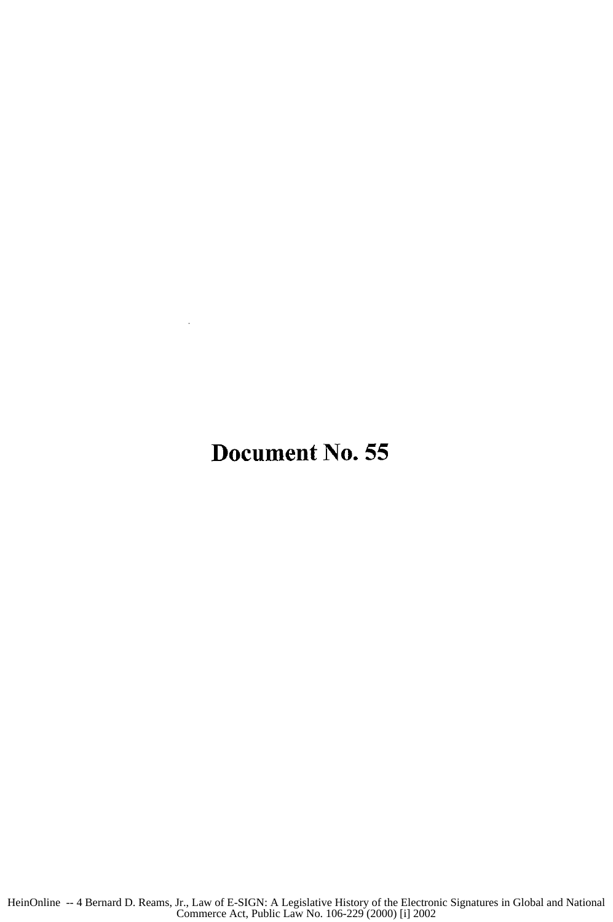# Document No. 55